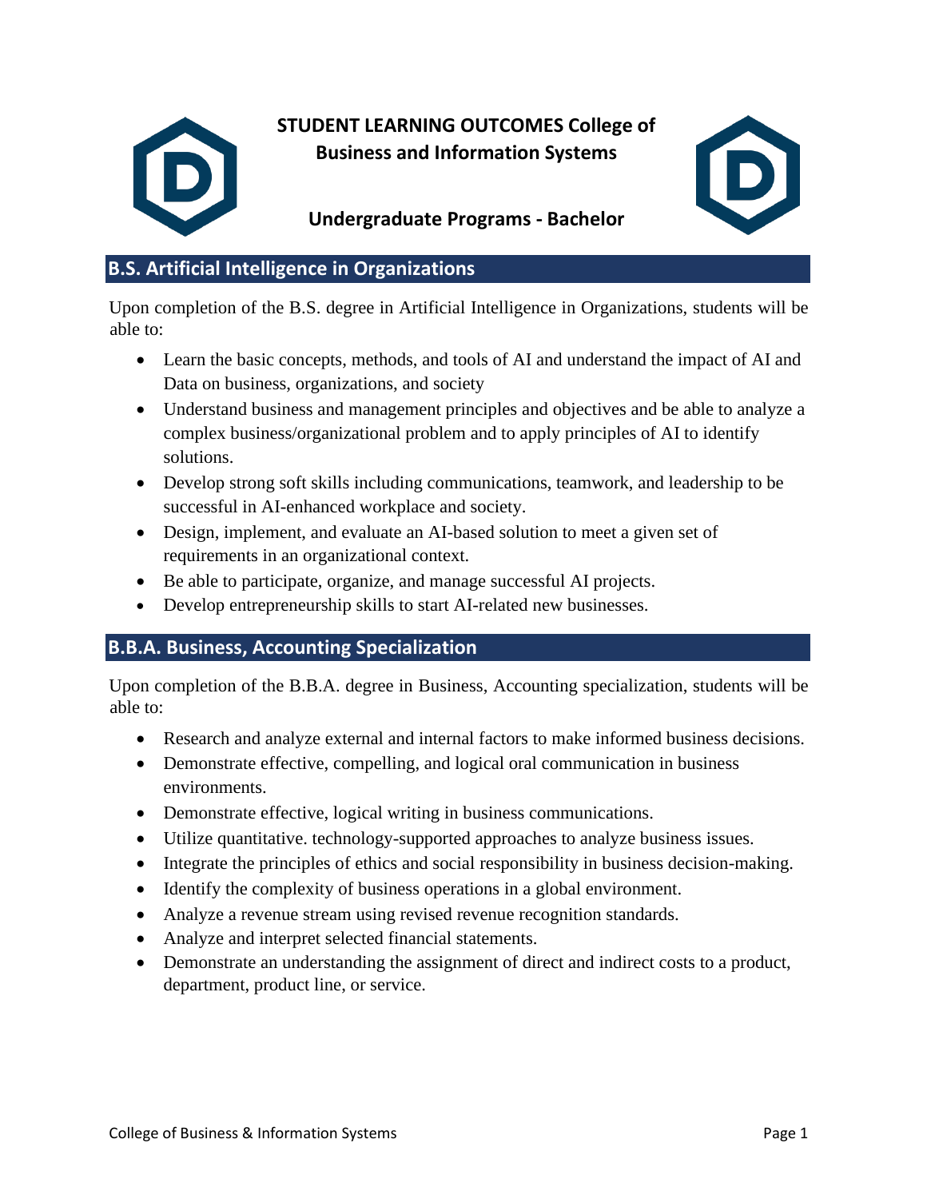# STUDENT LEARNING OUTCOMES College of Business and Information Systems

## Undergraduate Programs - Bachelor

## B.S. Artificial Intelligence in Organizations

Upon completion of the B.S. degree in Artificial Intelligence in Organizations, students will be able to:

- Learn the basic concepts, methods, and tools of AI and understand the impact of AI and Data on business, organizations, and society
- Understand business and management principles and objectives and be able to analyze a complex business/organizational problem and to apply principles of AI to identify solutions.
- Develop strong soft skills including communications, teamwork, and leadership to be successful in AI-enhanced workplace and society.
- Design, implement, and evaluate an AI-based solution to meet a given set of requirements in an organizational context.
- Be able to participate, organize, and manage successful AI projects.
- Develop entrepreneurship skills to start AI-related new businesses.

## B.B.A. Business, Accounting Specialization

Upon completion of the B.B.A. degree in Business, Accounting specialization, students will be able to:

- Research and analyze external and internal factors to make informed business decisions.
- Demonstrate effective, compelling, and logical oral communication in business environments.
- Demonstrate effective, logical writing in business communications.
- Utilize quantitative. technology-supported approaches to analyze business issues.
- Integrate the principles of ethics and social responsibility in business decision-making.
- Identify the complexity of business operations in a global environment.
- Analyze a revenue stream using revised revenue recognition standards.
- Analyze and interpret selected financial statements.
- Demonstrate an understanding the assignment of direct and indirect costs to a product, department, product line, or service.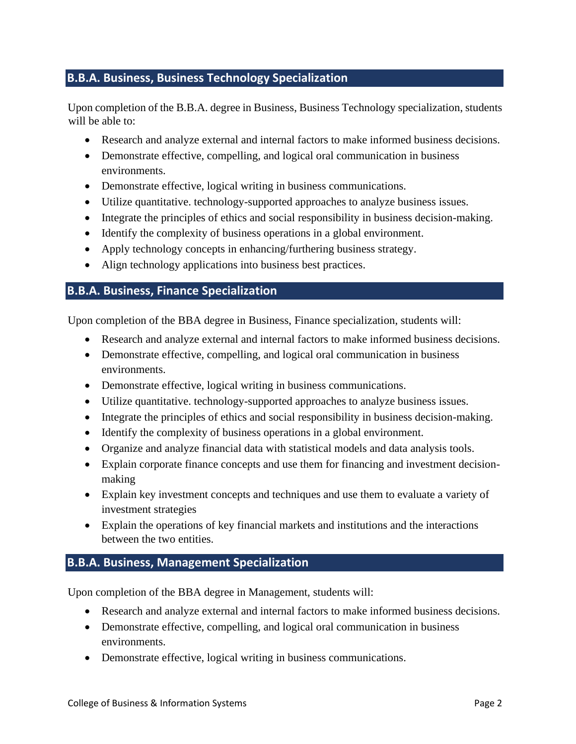## B.B.A. Business, Business Technology Specialization

Upon completion of the B.B.A. degree in Business, Business Technology specialization, students will be able to:

- Research and analyze external and internal factors to make informed business decisions.
- Demonstrate effective, compelling, and logical oral communication in business environments.
- Demonstrate effective, logical writing in business communications.
- Utilize quantitative. technology-supported approaches to analyze business issues.
- Integrate the principles of ethics and social responsibility in business decision-making.
- Identify the complexity of business operations in a global environment.
- Apply technology concepts in enhancing/furthering business strategy.
- Align technology applications into business best practices.

## B.B.A. Business, Finance Specialization

Upon completion of the BBA degree in Business, Finance specialization, students will:

- Research and analyze external and internal factors to make informed business decisions.
- Demonstrate effective, compelling, and logical oral communication in business environments.
- Demonstrate effective, logical writing in business communications.
- Utilize quantitative. technology-supported approaches to analyze business issues.
- Integrate the principles of ethics and social responsibility in business decision-making.
- Identify the complexity of business operations in a global environment.
- Organize and analyze financial data with statistical models and data analysis tools.
- Explain corporate finance concepts and use them for financing and investment decision-making
- Explain key investment concepts and techniques and use them to evaluate a variety of investment strategies
- Explain the operations of key financial markets and institutions and the interactions between the two entities.

## B.B.A. Business, Management Specialization

Upon completion of the BBA degree in Management, students will:

- Research and analyze external and internal factors to make informed business decisions.
- Demonstrate effective, compelling, and logical oral communication in business environments.
- Demonstrate effective, logical writing in business communications.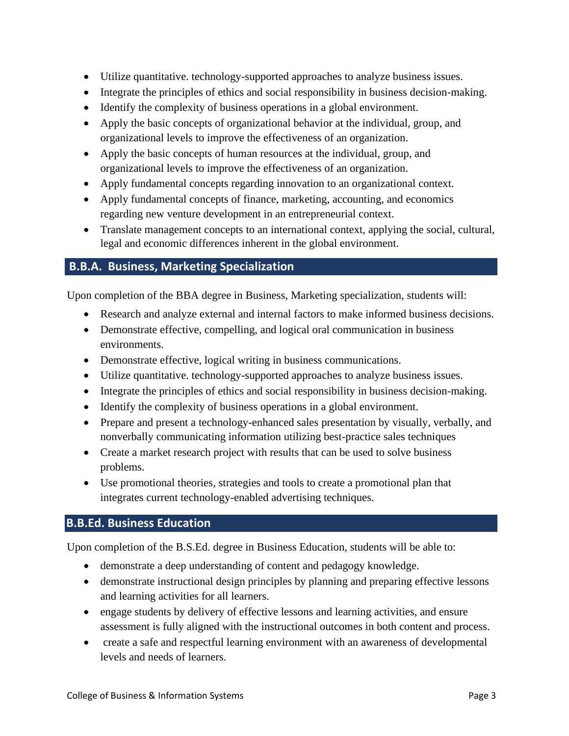- Utilize quantitative. technology-supported approaches to analyze business issues.
- Integrate the principles of ethics and social responsibility in business decision-making.
- Identify the complexity of business operations in a global environment.
- Apply the basic concepts of organizational behavior at the individual, group, and organizational levels to improve the effectiveness of an organization.
- Apply the basic concepts of human resources at the individual, group, and organizational levels to improve the effectiveness of an organization.
- Apply fundamental concepts regarding innovation to an organizational context.
- Apply fundamental concepts of finance, marketing, accounting, and economics regarding new venture development in an entrepreneurial context.
- Translate management concepts to an international context, applying the social, cultural, legal and economic differences inherent in the global environment.

## B.B.A. Business, Marketing Specialization

Upon completion of the BBA degree in Business, Marketing specialization, students will:

- Research and analyze external and internal factors to make informed business decisions.
- Demonstrate effective, compelling, and logical oral communication in business environments.
- Demonstrate effective, logical writing in business communications.
- Utilize quantitative. technology-supported approaches to analyze business issues.
- Integrate the principles of ethics and social responsibility in business decision-making.
- Identify the complexity of business operations in a global environment.
- Prepare and present a technology-enhanced sales presentation by visually, verbally, and nonverbally communicating information utilizing best-practice sales techniques
- Create a market research project with results that can be used to solve business problems.
- Use promotional theories, strategies and tools to create a promotional plan that integrates current technology-enabled advertising techniques.

## B.B.Ed. Business Education

Upon completion of the B.S.Ed. degree in Business Education, students will be able to:

- demonstrate a deep understanding of content and pedagogy knowledge.
- demonstrate instructional design principles by planning and preparing effective lessons and learning activities for all learners.
- engage students by delivery of effective lessons and learning activities, and ensure assessment is fully aligned with the instructional outcomes in both content and process.
- create a safe and respectful learning environment with an awareness of developmental levels and needs of learners.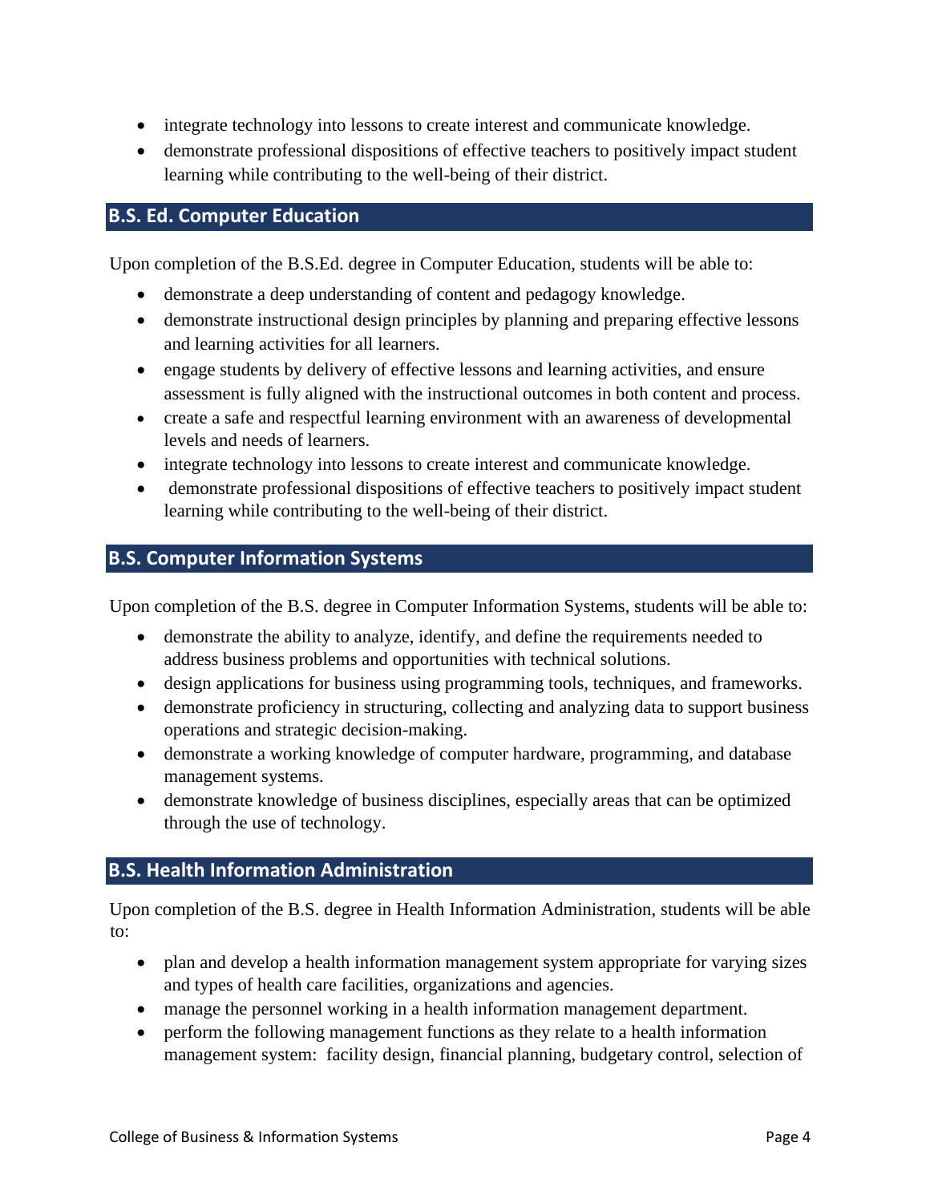- integrate technology into lessons to create interest and communicate knowledge.
- demonstrate professional dispositions of effective teachers to positively impact student learning while contributing to the well-being of their district.

## B.S. Ed. Computer Education

Upon completion of the B.S.Ed. degree in Computer Education, students will be able to:

- demonstrate a deep understanding of content and pedagogy knowledge.
- demonstrate instructional design principles by planning and preparing effective lessons and learning activities for all learners.
- engage students by delivery of effective lessons and learning activities, and ensure assessment is fully aligned with the instructional outcomes in both content and process.
- create a safe and respectful learning environment with an awareness of developmental levels and needs of learners.
- integrate technology into lessons to create interest and communicate knowledge.
- demonstrate professional dispositions of effective teachers to positively impact student learning while contributing to the well-being of their district.

## B.S. Computer Information Systems

Upon completion of the B.S. degree in Computer Information Systems, students will be able to:

- demonstrate the ability to analyze, identify, and define the requirements needed to address business problems and opportunities with technical solutions.
- design applications for business using programming tools, techniques, and frameworks.
- demonstrate proficiency in structuring, collecting and analyzing data to support business operations and strategic decision-making.
- demonstrate a working knowledge of computer hardware, programming, and database management systems.
- demonstrate knowledge of business disciplines, especially areas that can be optimized through the use of technology.

## B.S. Health Information Administration

Upon completion of the B.S. degree in Health Information Administration, students will be able to:

- plan and develop a health information management system appropriate for varying sizes and types of health care facilities, organizations and agencies.
- manage the personnel working in a health information management department.
- perform the following management functions as they relate to a health information management system: facility design, financial planning, budgetary control, selection of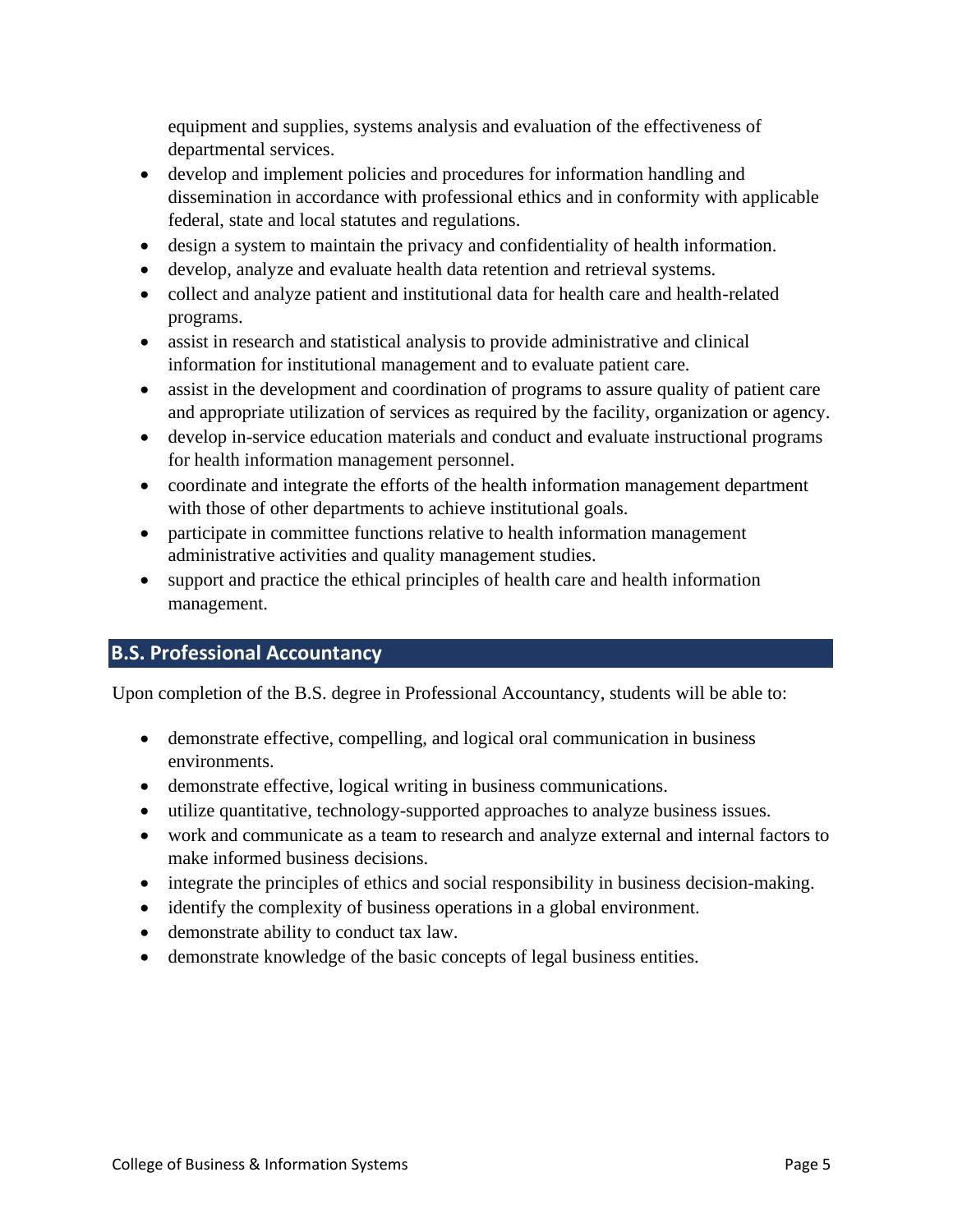equipment and supplies, systems analysis and evaluation of the effectiveness of departmental services.

- develop and implement policies and procedures for information handling and dissemination in accordance with professional ethics and in conformity with applicable federal, state and local statutes and regulations.
- design a system to maintain the privacy and confidentiality of health information.
- develop, analyze and evaluate health data retention and retrieval systems.
- collect and analyze patient and institutional data for health care and health-related programs.
- assist in research and statistical analysis to provide administrative and clinical information for institutional management and to evaluate patient care.
- assist in the development and coordination of programs to assure quality of patient care and appropriate utilization of services as required by the facility, organization or agency.
- develop in-service education materials and conduct and evaluate instructional programs for health information management personnel.
- coordinate and integrate the efforts of the health information management department with those of other departments to achieve institutional goals.
- participate in committee functions relative to health information management administrative activities and quality management studies.
- support and practice the ethical principles of health care and health information management.

## B.S. Professional Accountancy

Upon completion of the B.S. degree in Professional Accountancy, students will be able to:

- demonstrate effective, compelling, and logical oral communication in business environments.
- demonstrate effective, logical writing in business communications.
- utilize quantitative, technology-supported approaches to analyze business issues.
- work and communicate as a team to research and analyze external and internal factors to make informed business decisions.
- integrate the principles of ethics and social responsibility in business decision-making.
- identify the complexity of business operations in a global environment.
- demonstrate ability to conduct tax law.
- demonstrate knowledge of the basic concepts of legal business entities.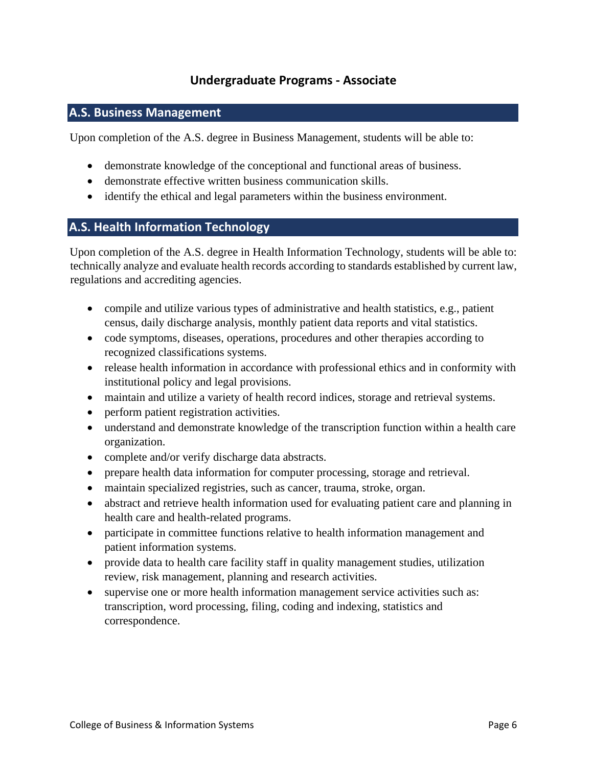# Undergraduate Programs - Associate

## A.S. Business Management

Upon completion of the A.S. degree in Business Management, students will be able to:

- demonstrate knowledge of the conceptional and functional areas of business.
- demonstrate effective written business communication skills.
- identify the ethical and legal parameters within the business environment.

## A.S. Health Information Technology

Upon completion of the A.S. degree in Health Information Technology, students will be able to: technically analyze and evaluate health records according to standards established by current law, regulations and accrediting agencies.

- compile and utilize various types of administrative and health statistics, e.g., patient census, daily discharge analysis, monthly patient data reports and vital statistics.
- code symptoms, diseases, operations, procedures and other therapies according to recognized classifications systems.
- release health information in accordance with professional ethics and in conformity with institutional policy and legal provisions.
- maintain and utilize a variety of health record indices, storage and retrieval systems.
- perform patient registration activities.
- understand and demonstrate knowledge of the transcription function within a health care organization.
- complete and/or verify discharge data abstracts.
- prepare health data information for computer processing, storage and retrieval.
- maintain specialized registries, such as cancer, trauma, stroke, organ.
- abstract and retrieve health information used for evaluating patient care and planning in health care and health-related programs.
- participate in committee functions relative to health information management and patient information systems.
- provide data to health care facility staff in quality management studies, utilization review, risk management, planning and research activities.
- supervise one or more health information management service activities such as: transcription, word processing, filing, coding and indexing, statistics and correspondence.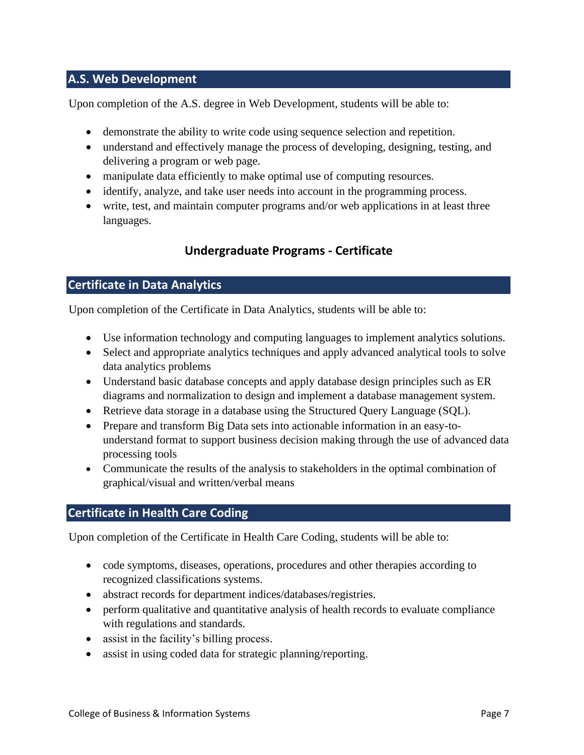## A.S. Web Development

Upon completion of the A.S. degree in Web Development, students will be able to:

- demonstrate the ability to write code using sequence selection and repetition.
- understand and effectively manage the process of developing, designing, testing, and delivering a program or web page.
- manipulate data efficiently to make optimal use of computing resources.
- identify, analyze, and take user needs into account in the programming process.
- write, test, and maintain computer programs and/or web applications in at least three languages.

# Undergraduate Programs - Certificate

## Certificate in Data Analytics

Upon completion of the Certificate in Data Analytics, students will be able to:

- Use information technology and computing languages to implement analytics solutions.
- Select and appropriate analytics techniques and apply advanced analytical tools to solve data analytics problems
- Understand basic database concepts and apply database design principles such as ER diagrams and normalization to design and implement a database management system.
- Retrieve data storage in a database using the Structured Query Language (SQL).
- Prepare and transform Big Data sets into actionable information in an easy-to-understand format to support business decision making through the use of advanced data processing tools
- Communicate the results of the analysis to stakeholders in the optimal combination of graphical/visual and written/verbal means

## Certificate in Health Care Coding

Upon completion of the Certificate in Health Care Coding, students will be able to:

- code symptoms, diseases, operations, procedures and other therapies according to recognized classifications systems.
- abstract records for department indices/databases/registries.
- perform qualitative and quantitative analysis of health records to evaluate compliance with regulations and standards.
- assist in the facility's billing process.
- assist in using coded data for strategic planning/reporting.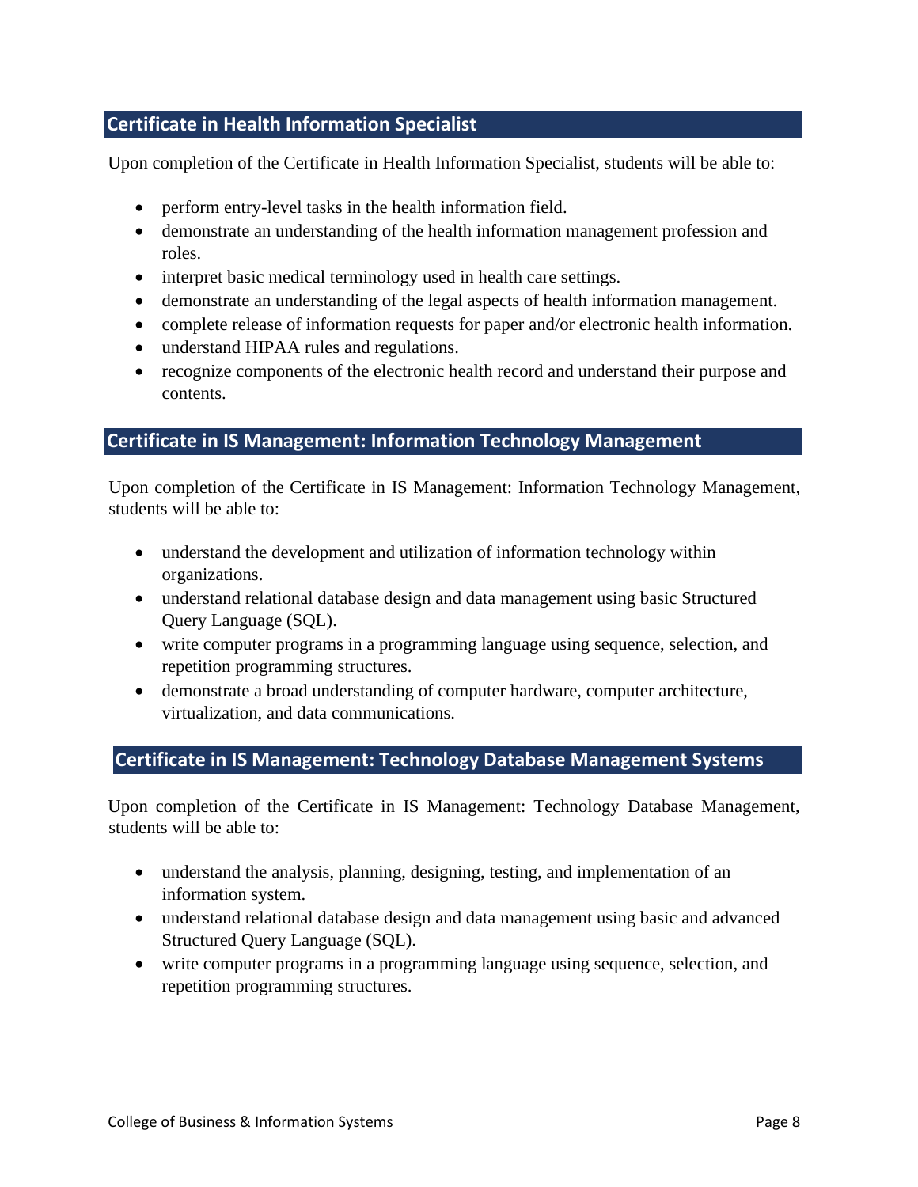## Certificate in Health Information Specialist

Upon completion of the Certificate in Health Information Specialist, students will be able to:

- perform entry-level tasks in the health information field.
- demonstrate an understanding of the health information management profession and roles.
- interpret basic medical terminology used in health care settings.
- demonstrate an understanding of the legal aspects of health information management.
- complete release of information requests for paper and/or electronic health information.
- understand HIPAA rules and regulations.
- recognize components of the electronic health record and understand their purpose and contents.

## Certificate in IS Management: Information Technology Management

Upon completion of the Certificate in IS Management: Information Technology Management, students will be able to:

- understand the development and utilization of information technology within organizations.
- understand relational database design and data management using basic Structured Query Language (SQL).
- write computer programs in a programming language using sequence, selection, and repetition programming structures.
- demonstrate a broad understanding of computer hardware, computer architecture, virtualization, and data communications.

## Certificate in IS Management: Technology Database Management Systems

Upon completion of the Certificate in IS Management: Technology Database Management, students will be able to:

- understand the analysis, planning, designing, testing, and implementation of an information system.
- understand relational database design and data management using basic and advanced Structured Query Language (SQL).
- write computer programs in a programming language using sequence, selection, and repetition programming structures.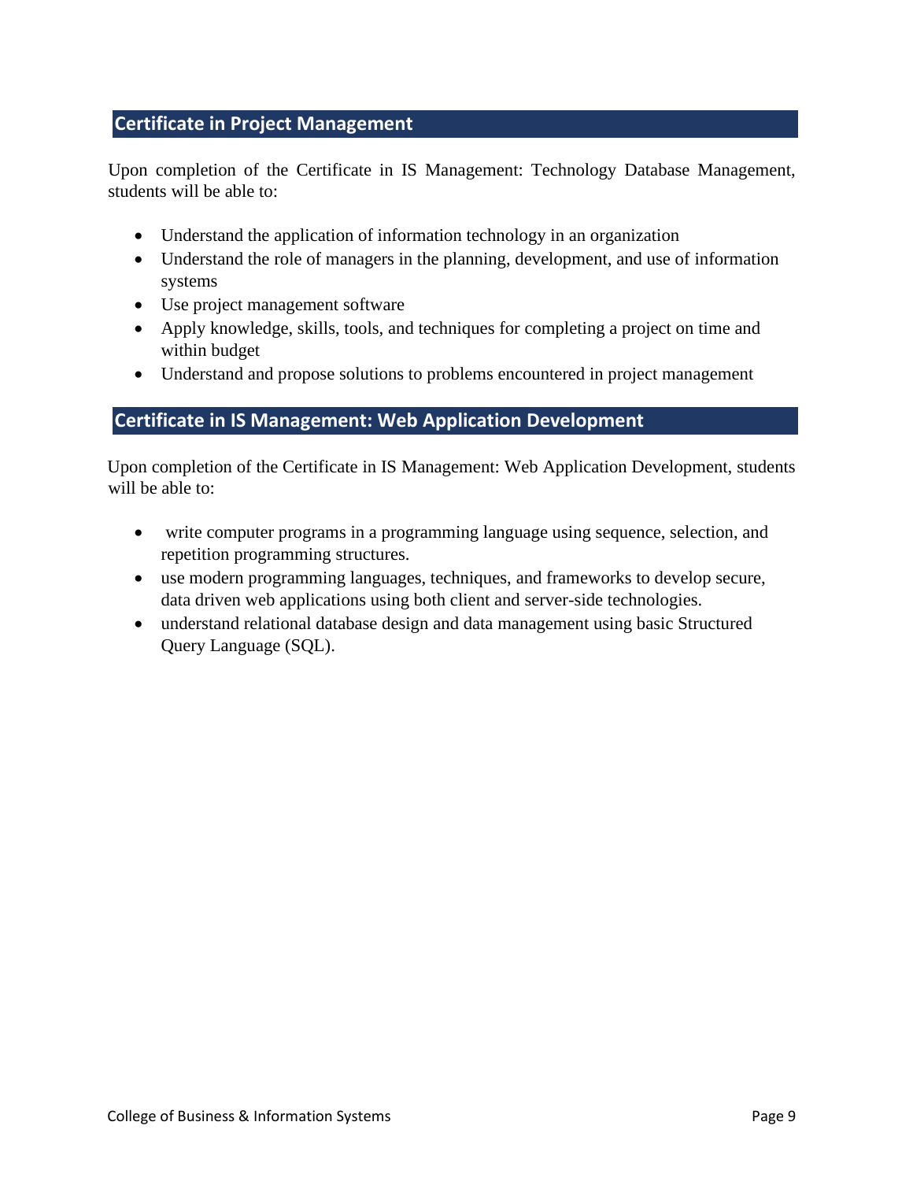## Certificate in Project Management

Upon completion of the Certificate in IS Management: Technology Database Management, students will be able to:

- Understand the application of information technology in an organization
- Understand the role of managers in the planning, development, and use of information systems
- Use project management software
- Apply knowledge, skills, tools, and techniques for completing a project on time and within budget
- Understand and propose solutions to problems encountered in project management

## Certificate in IS Management: Web Application Development

Upon completion of the Certificate in IS Management: Web Application Development, students will be able to:

- write computer programs in a programming language using sequence, selection, and repetition programming structures.
- use modern programming languages, techniques, and frameworks to develop secure, data driven web applications using both client and server-side technologies.
- understand relational database design and data management using basic Structured Query Language (SQL).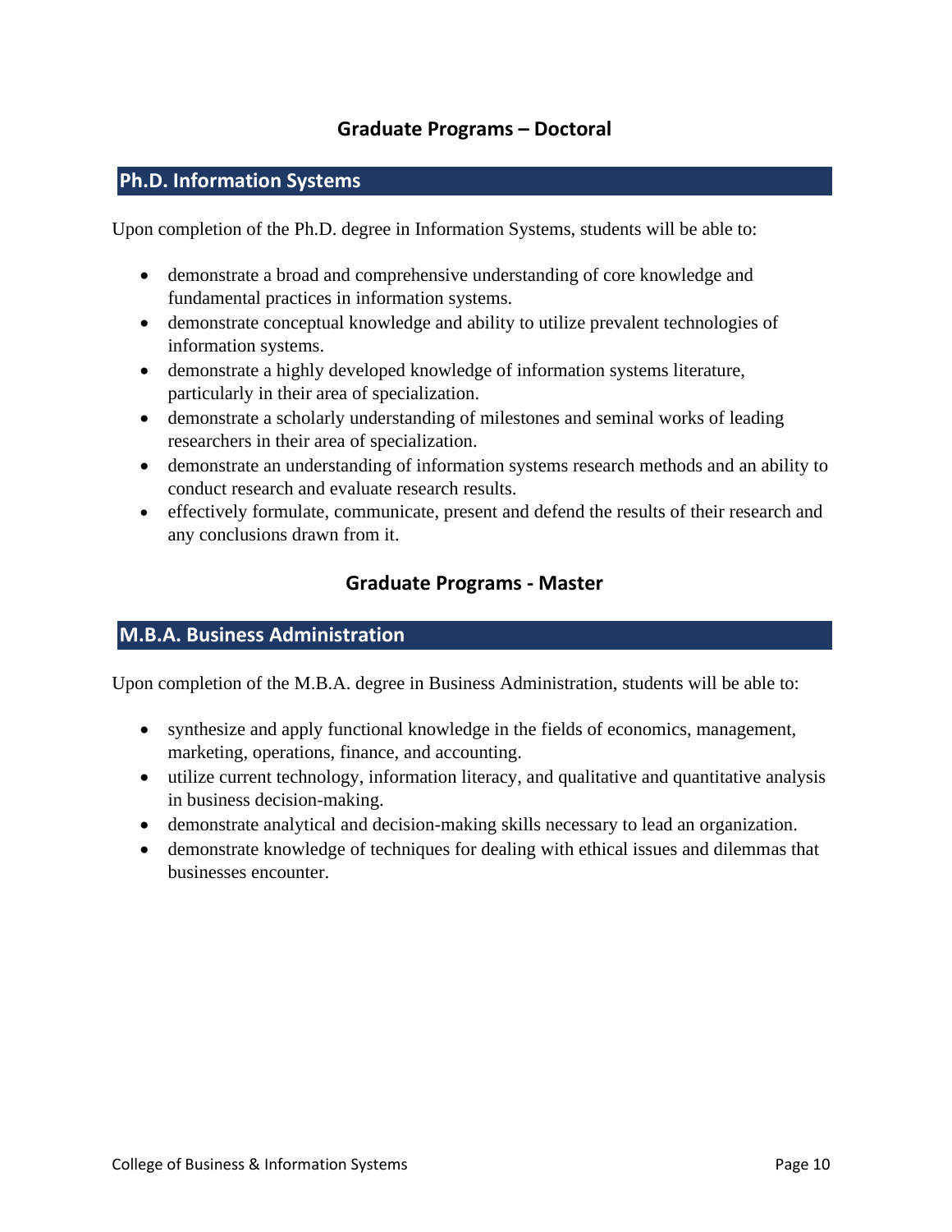## Graduate Programs – Doctoral

### Ph.D. Information Systems

Upon completion of the Ph.D. degree in Information Systems, students will be able to:

- demonstrate a broad and comprehensive understanding of core knowledge and fundamental practices in information systems.
- demonstrate conceptual knowledge and ability to utilize prevalent technologies of information systems.
- demonstrate a highly developed knowledge of information systems literature, particularly in their area of specialization.
- demonstrate a scholarly understanding of milestones and seminal works of leading researchers in their area of specialization.
- demonstrate an understanding of information systems research methods and an ability to conduct research and evaluate research results.
- effectively formulate, communicate, present and defend the results of their research and any conclusions drawn from it.

## Graduate Programs - Master

### M.B.A. Business Administration

Upon completion of the M.B.A. degree in Business Administration, students will be able to:

- synthesize and apply functional knowledge in the fields of economics, management, marketing, operations, finance, and accounting.
- utilize current technology, information literacy, and qualitative and quantitative analysis in business decision-making.
- demonstrate analytical and decision-making skills necessary to lead an organization.
- demonstrate knowledge of techniques for dealing with ethical issues and dilemmas that businesses encounter.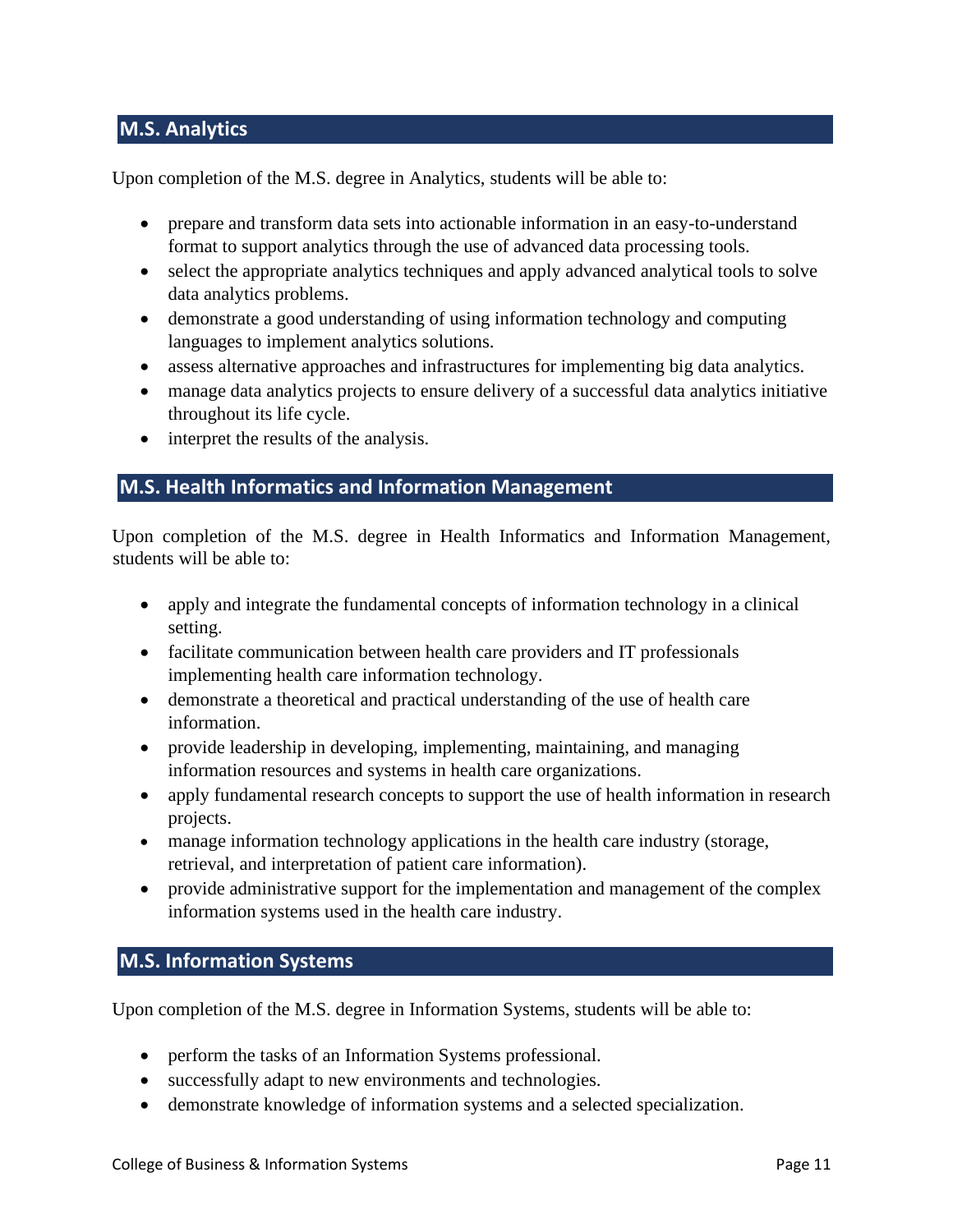## M.S. Analytics

Upon completion of the M.S. degree in Analytics, students will be able to:

- prepare and transform data sets into actionable information in an easy-to-understand format to support analytics through the use of advanced data processing tools.
- select the appropriate analytics techniques and apply advanced analytical tools to solve data analytics problems.
- demonstrate a good understanding of using information technology and computing languages to implement analytics solutions.
- assess alternative approaches and infrastructures for implementing big data analytics.
- manage data analytics projects to ensure delivery of a successful data analytics initiative throughout its life cycle.
- interpret the results of the analysis.

## M.S. Health Informatics and Information Management

Upon completion of the M.S. degree in Health Informatics and Information Management, students will be able to:

- apply and integrate the fundamental concepts of information technology in a clinical setting.
- facilitate communication between health care providers and IT professionals implementing health care information technology.
- demonstrate a theoretical and practical understanding of the use of health care information.
- provide leadership in developing, implementing, maintaining, and managing information resources and systems in health care organizations.
- apply fundamental research concepts to support the use of health information in research projects.
- manage information technology applications in the health care industry (storage, retrieval, and interpretation of patient care information).
- provide administrative support for the implementation and management of the complex information systems used in the health care industry.

## M.S. Information Systems

Upon completion of the M.S. degree in Information Systems, students will be able to:

- perform the tasks of an Information Systems professional.
- successfully adapt to new environments and technologies.
- demonstrate knowledge of information systems and a selected specialization.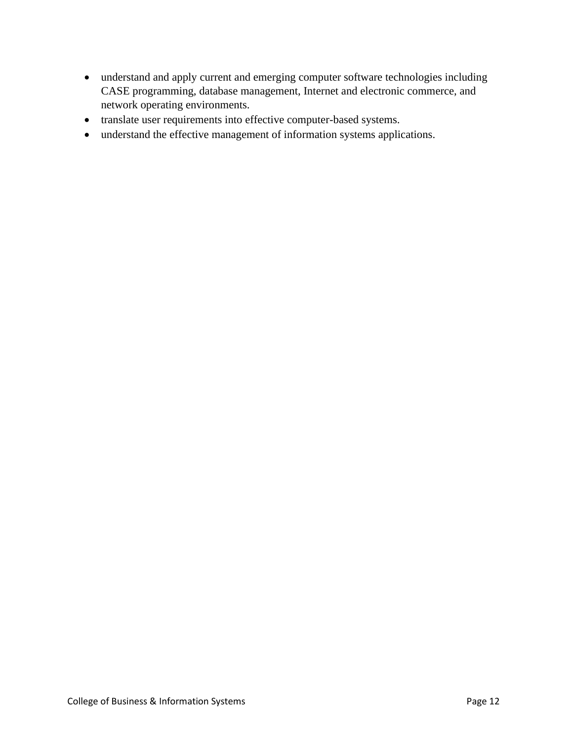- understand and apply current and emerging computer software technologies including CASE programming, database management, Internet and electronic commerce, and network operating environments.
- translate user requirements into effective computer-based systems.
- understand the effective management of information systems applications.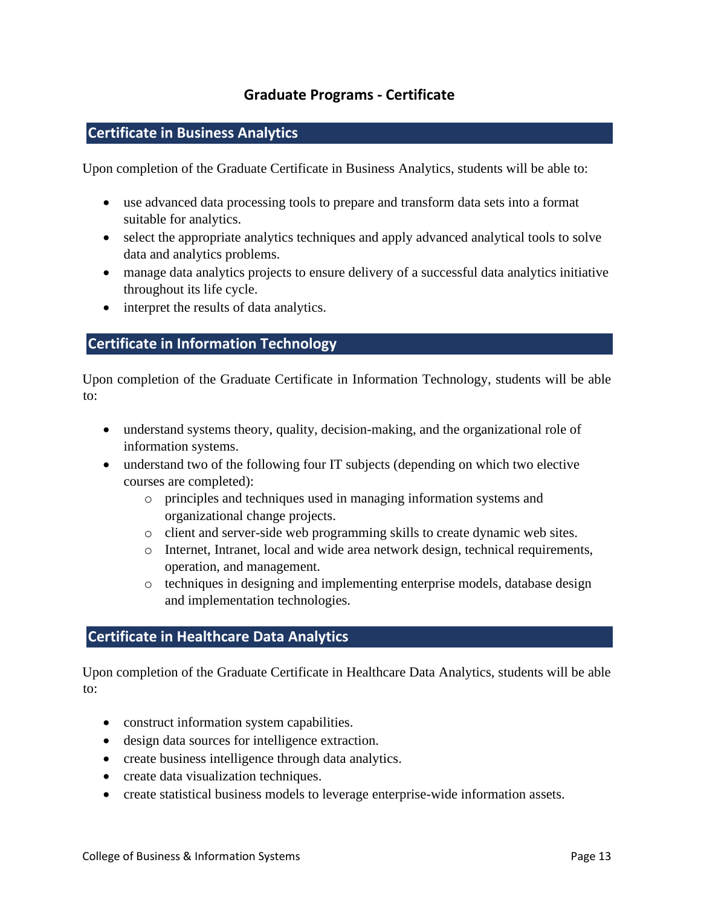# Graduate Programs - Certificate

## Certificate in Business Analytics

Upon completion of the Graduate Certificate in Business Analytics, students will be able to:

- use advanced data processing tools to prepare and transform data sets into a format suitable for analytics.
- select the appropriate analytics techniques and apply advanced analytical tools to solve data and analytics problems.
- manage data analytics projects to ensure delivery of a successful data analytics initiative throughout its life cycle.
- interpret the results of data analytics.

## Certificate in Information Technology

Upon completion of the Graduate Certificate in Information Technology, students will be able to:

- understand systems theory, quality, decision-making, and the organizational role of information systems.
- understand two of the following four IT subjects (depending on which two elective courses are completed):
  - principles and techniques used in managing information systems and organizational change projects.
  - client and server-side web programming skills to create dynamic web sites.
  - Internet, Intranet, local and wide area network design, technical requirements, operation, and management.
  - techniques in designing and implementing enterprise models, database design and implementation technologies.

## Certificate in Healthcare Data Analytics

Upon completion of the Graduate Certificate in Healthcare Data Analytics, students will be able to:

- construct information system capabilities.
- design data sources for intelligence extraction.
- create business intelligence through data analytics.
- create data visualization techniques.
- create statistical business models to leverage enterprise-wide information assets.